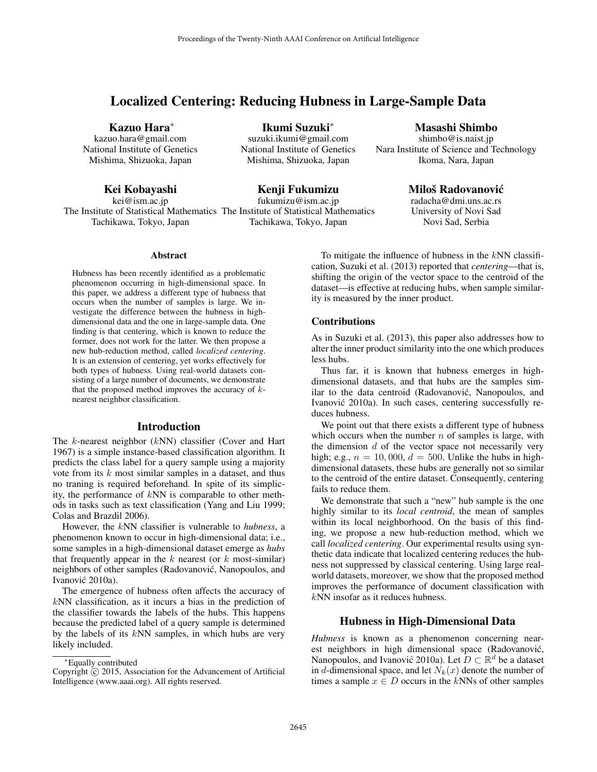# Localized Centering: Reducing Hubness in Large-Sample Data

**Kazuo Hara**[*]
kazuo.hara@gmail.com
National Institute of Genetics
Mishima, Shizuoka, Japan

**Ikumi Suzuki**[*]
suzuki.ikumi@gmail.com
National Institute of Genetics
Mishima, Shizuoka, Japan

**Masashi Shimbo**
shimbo@is.naist.jp
Nara Institute of Science and Technology
Ikoma, Nara, Japan

**Kei Kobayashi**
kei@ism.ac.jp
The Institute of Statistical Mathematics
Tachikawa, Tokyo, Japan

**Kenji Fukumizu**
fukumizu@ism.ac.jp
The Institute of Statistical Mathematics
Tachikawa, Tokyo, Japan

**Miloš Radovanović**
radacha@dmi.uns.ac.rs
University of Novi Sad
Novi Sad, Serbia

### Abstract

Hubness has been recently identified as a problematic phenomenon occurring in high-dimensional space. In this paper, we address a different type of hubness that occurs when the number of samples is large. We investigate the difference between the hubness in high-dimensional data and the one in large-sample data. One finding is that centering, which is known to reduce the former, does not work for the latter. We then propose a new hub-reduction method, called *localized centering*. It is an extension of centering, yet works effectively for both types of hubness. Using real-world datasets consisting of a large number of documents, we demonstrate that the proposed method improves the accuracy of $k$-nearest neighbor classification.

## Introduction

The $k$-nearest neighbor ($k$NN) classifier (Cover and Hart 1967) is a simple instance-based classification algorithm. It predicts the class label for a query sample using a majority vote from its $k$ most similar samples in a dataset, and thus no traning is required beforehand. In spite of its simplicity, the performance of $k$NN is comparable to other methods in tasks such as text classification (Yang and Liu 1999; Colas and Brazdil 2006).

However, the $k$NN classifier is vulnerable to *hubness*, a phenomenon known to occur in high-dimensional data; i.e., some samples in a high-dimensional dataset emerge as *hubs* that frequently appear in the $k$ nearest (or $k$ most-similar) neighbors of other samples (Radovanović, Nanopoulos, and Ivanović 2010a).

The emergence of hubness often affects the accuracy of $k$NN classification, as it incurs a bias in the prediction of the classifier towards the labels of the hubs. This happens because the predicted label of a query sample is determined by the labels of its $k$NN samples, in which hubs are very likely included.

[*]Equally contributed

Copyright © 2015, Association for the Advancement of Artificial Intelligence (www.aaai.org). All rights reserved.

To mitigate the influence of hubness in the $k$NN classification, Suzuki et al. (2013) reported that *centering*—that is, shifting the origin of the vector space to the centroid of the dataset—is effective at reducing hubs, when sample similarity is measured by the inner product.

### Contributions

As in Suzuki et al. (2013), this paper also addresses how to alter the inner product similarity into the one which produces less hubs.

Thus far, it is known that hubness emerges in high-dimensional datasets, and that hubs are the samples similar to the data centroid (Radovanović, Nanopoulos, and Ivanović 2010a). In such cases, centering successfully reduces hubness.

We point out that there exists a different type of hubness which occurs when the number $n$ of samples is large, with the dimension $d$ of the vector space not necessarily very high; e.g., $n = 10,000$, $d = 500$. Unlike the hubs in high-dimensional datasets, these hubs are generally not so similar to the centroid of the entire dataset. Consequently, centering fails to reduce them.

We demonstrate that such a "new" hub sample is the one highly similar to its *local centroid*, the mean of samples within its local neighborhood. On the basis of this finding, we propose a new hub-reduction method, which we call *localized centering*. Our experimental results using synthetic data indicate that localized centering reduces the hubness not suppressed by classical centering. Using large real-world datasets, moreover, we show that the proposed method improves the performance of document classification with $k$NN insofar as it reduces hubness.

## Hubness in High-Dimensional Data

*Hubness* is known as a phenomenon concerning nearest neighbors in high dimensional space (Radovanović, Nanopoulos, and Ivanović 2010a). Let $D \subset \mathbb{R}^d$ be a dataset in $d$-dimensional space, and let $N_k(x)$ denote the number of times a sample $x \in D$ occurs in the $k$NNs of other samples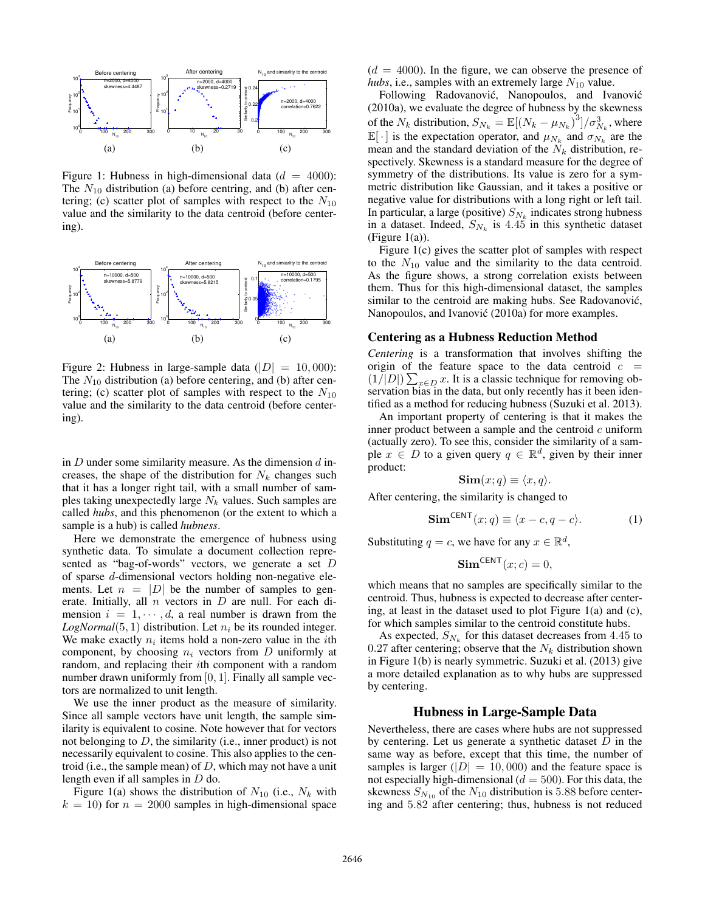Figure 1: Hubness in high-dimensional data ($d = 4000$): The $N_{10}$ distribution (a) before centring, and (b) after centering; (c) scatter plot of samples with respect to the $N_{10}$ value and the similarity to the data centroid (before centering).

Figure 2: Hubness in large-sample data ($|D| = 10,000$): The $N_{10}$ distribution (a) before centering, and (b) after centering; (c) scatter plot of samples with respect to the $N_{10}$ value and the similarity to the data centroid (before centering).

in $D$ under some similarity measure. As the dimension $d$ increases, the shape of the distribution for $N_k$ changes such that it has a longer right tail, with a small number of samples taking unexpectedly large $N_k$ values. Such samples are called *hubs*, and this phenomenon (or the extent to which a sample is a hub) is called *hubness*.

Here we demonstrate the emergence of hubness using synthetic data. To simulate a document collection represented as "bag-of-words" vectors, we generate a set $D$ of sparse $d$-dimensional vectors holding non-negative elements. Let $n = |D|$ be the number of samples to generate. Initially, all $n$ vectors in $D$ are null. For each dimension $i = 1, \cdots, d$, a real number is drawn from the *LogNormal*$(5, 1)$ distribution. Let $n_i$ be its rounded integer. We make exactly $n_i$ items hold a non-zero value in the $i$th component, by choosing $n_i$ vectors from $D$ uniformly at random, and replacing their $i$th component with a random number drawn uniformly from $[0, 1]$. Finally all sample vectors are normalized to unit length.

We use the inner product as the measure of similarity. Since all sample vectors have unit length, the sample similarity is equivalent to cosine. Note however that for vectors not belonging to $D$, the similarity (i.e., inner product) is not necessarily equivalent to cosine. This also applies to the centroid (i.e., the sample mean) of $D$, which may not have a unit length even if all samples in $D$ do.

Figure 1(a) shows the distribution of $N_{10}$ (i.e., $N_k$ with $k = 10$) for $n = 2000$ samples in high-dimensional space ($d = 4000$). In the figure, we can observe the presence of *hubs*, i.e., samples with an extremely large $N_{10}$ value.

Following Radovanović, Nanopoulos, and Ivanović (2010a), we evaluate the degree of hubness by the skewness of the $N_k$ distribution, $S_{N_k} = \mathbb{E}[(N_k - \mu_{N_k})^3]/\sigma^3_{N_k}$, where $\mathbb{E}[\cdot]$ is the expectation operator, and $\mu_{N_k}$ and $\sigma_{N_k}$ are the mean and the standard deviation of the $N_k$ distribution, respectively. Skewness is a standard measure for the degree of symmetry of the distributions. Its value is zero for a symmetric distribution like Gaussian, and it takes a positive or negative value for distributions with a long right or left tail. In particular, a large (positive) $S_{N_k}$ indicates strong hubness in a dataset. Indeed, $S_{N_k}$ is 4.45 in this synthetic dataset (Figure 1(a)).

Figure 1(c) gives the scatter plot of samples with respect to the $N_{10}$ value and the similarity to the data centroid. As the figure shows, a strong correlation exists between them. Thus for this high-dimensional dataset, the samples similar to the centroid are making hubs. See Radovanović, Nanopoulos, and Ivanović (2010a) for more examples.

## Centering as a Hubness Reduction Method

*Centering* is a transformation that involves shifting the origin of the feature space to the data centroid $c = (1/|D|) \sum_{x \in D} x$. It is a classic technique for removing observation bias in the data, but only recently has it been identified as a method for reducing hubness (Suzuki et al. 2013).

An important property of centering is that it makes the inner product between a sample and the centroid $c$ uniform (actually zero). To see this, consider the similarity of a sample $x \in D$ to a given query $q \in \mathbb{R}^d$, given by their inner product:

$$\mathbf{Sim}(x; q) \equiv \langle x, q \rangle.$$

After centering, the similarity is changed to

$$\mathbf{Sim}^{\mathsf{CENT}}(x; q) \equiv \langle x - c, q - c \rangle. \tag{1}$$

Substituting $q = c$, we have for any $x \in \mathbb{R}^d$,

$$\mathbf{Sim}^{\mathsf{CENT}}(x; c) = 0,$$

which means that no samples are specifically similar to the centroid. Thus, hubness is expected to decrease after centering, at least in the dataset used to plot Figure 1(a) and (c), for which samples similar to the centroid constitute hubs.

As expected, $S_{N_k}$ for this dataset decreases from 4.45 to 0.27 after centering; observe that the $N_k$ distribution shown in Figure 1(b) is nearly symmetric. Suzuki et al. (2013) give a more detailed explanation as to why hubs are suppressed by centering.

## Hubness in Large-Sample Data

Nevertheless, there are cases where hubs are not suppressed by centering. Let us generate a synthetic dataset $D$ in the same way as before, except that this time, the number of samples is larger ($|D| = 10,000$) and the feature space is not especially high-dimensional ($d = 500$). For this data, the skewness $S_{N_{10}}$ of the $N_{10}$ distribution is 5.88 before centering and 5.82 after centering; thus, hubness is not reduced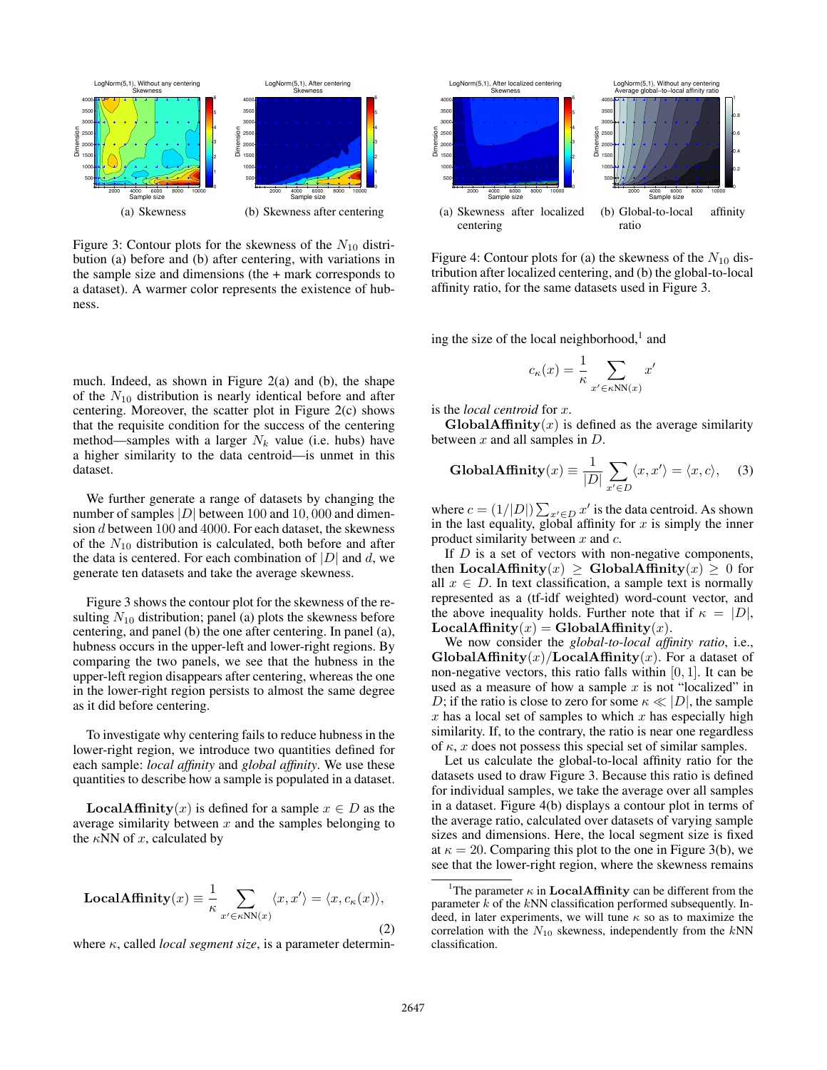(a) Skewness

(b) Skewness after centering

Figure 3: Contour plots for the skewness of the $N_{10}$ distribution (a) before and (b) after centering, with variations in the sample size and dimensions (the + mark corresponds to a dataset). A warmer color represents the existence of hubness.

(a) Skewness after localized centering

(b) Global-to-local affinity ratio

Figure 4: Contour plots for (a) the skewness of the $N_{10}$ distribution after localized centering, and (b) the global-to-local affinity ratio, for the same datasets used in Figure 3.

much. Indeed, as shown in Figure 2(a) and (b), the shape of the $N_{10}$ distribution is nearly identical before and after centering. Moreover, the scatter plot in Figure 2(c) shows that the requisite condition for the success of the centering method—samples with a larger $N_k$ value (i.e. hubs) have a higher similarity to the data centroid—is unmet in this dataset.

We further generate a range of datasets by changing the number of samples $|D|$ between 100 and 10,000 and dimension $d$ between 100 and 4000. For each dataset, the skewness of the $N_{10}$ distribution is calculated, both before and after the data is centered. For each combination of $|D|$ and $d$, we generate ten datasets and take the average skewness.

Figure 3 shows the contour plot for the skewness of the resulting $N_{10}$ distribution; panel (a) plots the skewness before centering, and panel (b) the one after centering. In panel (a), hubness occurs in the upper-left and lower-right regions. By comparing the two panels, we see that the hubness in the upper-left region disappears after centering, whereas the one in the lower-right region persists to almost the same degree as it did before centering.

To investigate why centering fails to reduce hubness in the lower-right region, we introduce two quantities defined for each sample: *local affinity* and *global affinity*. We use these quantities to describe how a sample is populated in a dataset.

**LocalAffinity**$(x)$ is defined for a sample $x \in D$ as the average similarity between $x$ and the samples belonging to the $\kappa$NN of $x$, calculated by

$$\textbf{LocalAffinity}(x) \equiv \frac{1}{\kappa} \sum_{x' \in \kappa\text{NN}(x)} \langle x, x' \rangle = \langle x, c_\kappa(x) \rangle, \tag{2}$$

where $\kappa$, called *local segment size*, is a parameter determining the size of the local neighborhood,[1] and

$$c_\kappa(x) = \frac{1}{\kappa} \sum_{x' \in \kappa\text{NN}(x)} x'$$

is the *local centroid* for $x$.

**GlobalAffinity**$(x)$ is defined as the average similarity between $x$ and all samples in $D$.

$$\textbf{GlobalAffinity}(x) \equiv \frac{1}{|D|} \sum_{x' \in D} \langle x, x' \rangle = \langle x, c \rangle, \tag{3}$$

where $c = (1/|D|) \sum_{x' \in D} x'$ is the data centroid. As shown in the last equality, global affinity for $x$ is simply the inner product similarity between $x$ and $c$.

If $D$ is a set of vectors with non-negative components, then **LocalAffinity**$(x) \geq$ **GlobalAffinity**$(x) \geq 0$ for all $x \in D$. In text classification, a sample text is normally represented as a (tf-idf weighted) word-count vector, and the above inequality holds. Further note that if $\kappa = |D|$, **LocalAffinity**$(x) =$ **GlobalAffinity**$(x)$.

We now consider the *global-to-local affinity ratio*, i.e., **GlobalAffinity**$(x)$/**LocalAffinity**$(x)$. For a dataset of non-negative vectors, this ratio falls within $[0, 1]$. It can be used as a measure of how a sample $x$ is not "localized" in $D$; if the ratio is close to zero for some $\kappa \ll |D|$, the sample $x$ has a local set of samples to which $x$ has especially high similarity. If, to the contrary, the ratio is near one regardless of $\kappa$, $x$ does not possess this special set of similar samples.

Let us calculate the global-to-local affinity ratio for the datasets used to draw Figure 3. Because this ratio is defined for individual samples, we take the average over all samples in a dataset. Figure 4(b) displays a contour plot in terms of the average ratio, calculated over datasets of varying sample sizes and dimensions. Here, the local segment size is fixed at $\kappa = 20$. Comparing this plot to the one in Figure 3(b), we see that the lower-right region, where the skewness remains

[1] The parameter $\kappa$ in **LocalAffinity** can be different from the parameter $k$ of the $k$NN classification performed subsequently. Indeed, in later experiments, we will tune $\kappa$ so as to maximize the correlation with the $N_{10}$ skewness, independently from the $k$NN classification.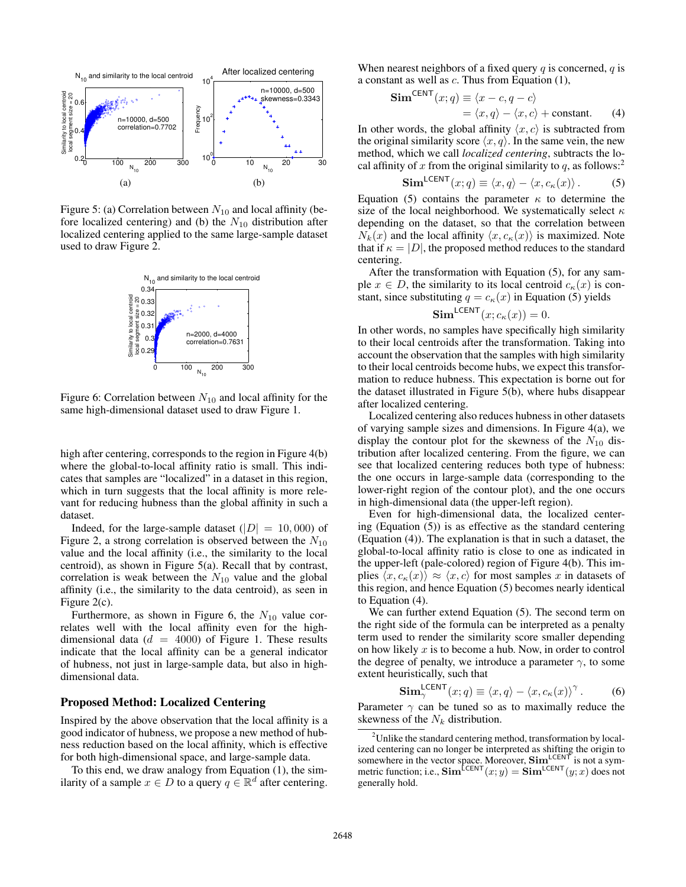Figure 5: (a) Correlation between $N_{10}$ and local affinity (before localized centering) and (b) the $N_{10}$ distribution after localized centering applied to the same large-sample dataset used to draw Figure 2.

Figure 6: Correlation between $N_{10}$ and local affinity for the same high-dimensional dataset used to draw Figure 1.

high after centering, corresponds to the region in Figure 4(b) where the global-to-local affinity ratio is small. This indicates that samples are "localized" in a dataset in this region, which in turn suggests that the local affinity is more relevant for reducing hubness than the global affinity in such a dataset.

Indeed, for the large-sample dataset ($|D| = 10,000$) of Figure 2, a strong correlation is observed between the $N_{10}$ value and the local affinity (i.e., the similarity to the local centroid), as shown in Figure 5(a). Recall that by contrast, correlation is weak between the $N_{10}$ value and the global affinity (i.e., the similarity to the data centroid), as seen in Figure 2(c).

Furthermore, as shown in Figure 6, the $N_{10}$ value correlates well with the local affinity even for the high-dimensional data ($d = 4000$) of Figure 1. These results indicate that the local affinity can be a general indicator of hubness, not just in large-sample data, but also in high-dimensional data.

## Proposed Method: Localized Centering

Inspired by the above observation that the local affinity is a good indicator of hubness, we propose a new method of hubness reduction based on the local affinity, which is effective for both high-dimensional space, and large-sample data.

To this end, we draw analogy from Equation (1), the similarity of a sample $x \in D$ to a query $q \in \mathbb{R}^d$ after centering. When nearest neighbors of a fixed query $q$ is concerned, $q$ is a constant as well as $c$. Thus from Equation (1),

$$\mathbf{Sim}^{\mathsf{CENT}}(x; q) \equiv \langle x - c, q - c \rangle = \langle x, q \rangle - \langle x, c \rangle + \text{constant}. \tag{4}$$

In other words, the global affinity $\langle x, c \rangle$ is subtracted from the original similarity score $\langle x, q \rangle$. In the same vein, the new method, which we call *localized centering*, subtracts the local affinity of $x$ from the original similarity to $q$, as follows:[2]

$$\mathbf{Sim}^{\mathsf{LCENT}}(x; q) \equiv \langle x, q \rangle - \langle x, c_\kappa(x) \rangle . \tag{5}$$

Equation (5) contains the parameter $\kappa$ to determine the size of the local neighborhood. We systematically select $\kappa$ depending on the dataset, so that the correlation between $N_k(x)$ and the local affinity $\langle x, c_\kappa(x) \rangle$ is maximized. Note that if $\kappa = |D|$, the proposed method reduces to the standard centering.

After the transformation with Equation (5), for any sample $x \in D$, the similarity to its local centroid $c_\kappa(x)$ is constant, since substituting $q = c_\kappa(x)$ in Equation (5) yields

$$\mathbf{Sim}^{\mathsf{LCENT}}(x; c_\kappa(x)) = 0.$$

In other words, no samples have specifically high similarity to their local centroids after the transformation. Taking into account the observation that the samples with high similarity to their local centroids become hubs, we expect this transformation to reduce hubness. This expectation is borne out for the dataset illustrated in Figure 5(b), where hubs disappear after localized centering.

Localized centering also reduces hubness in other datasets of varying sample sizes and dimensions. In Figure 4(a), we display the contour plot for the skewness of the $N_{10}$ distribution after localized centering. From the figure, we can see that localized centering reduces both type of hubness: the one occurs in large-sample data (corresponding to the lower-right region of the contour plot), and the one occurs in high-dimensional data (the upper-left region).

Even for high-dimensional data, the localized centering (Equation (5)) is as effective as the standard centering (Equation (4)). The explanation is that in such a dataset, the global-to-local affinity ratio is close to one as indicated in the upper-left (pale-colored) region of Figure 4(b). This implies $\langle x, c_\kappa(x) \rangle \approx \langle x, c \rangle$ for most samples $x$ in datasets of this region, and hence Equation (5) becomes nearly identical to Equation (4).

We can further extend Equation (5). The second term on the right side of the formula can be interpreted as a penalty term used to render the similarity score smaller depending on how likely $x$ is to become a hub. Now, in order to control the degree of penalty, we introduce a parameter $\gamma$, to some extent heuristically, such that

$$\mathbf{Sim}_\gamma^{\mathsf{LCENT}}(x; q) \equiv \langle x, q \rangle - \langle x, c_\kappa(x) \rangle^\gamma . \tag{6}$$

Parameter $\gamma$ can be tuned so as to maximally reduce the skewness of the $N_k$ distribution.

[2] Unlike the standard centering method, transformation by localized centering can no longer be interpreted as shifting the origin to somewhere in the vector space. Moreover, $\mathbf{Sim}^{\mathsf{LCENT}}$ is not a symmetric function; i.e., $\mathbf{Sim}^{\mathsf{LCENT}}(x; y) = \mathbf{Sim}^{\mathsf{LCENT}}(y; x)$ does not generally hold.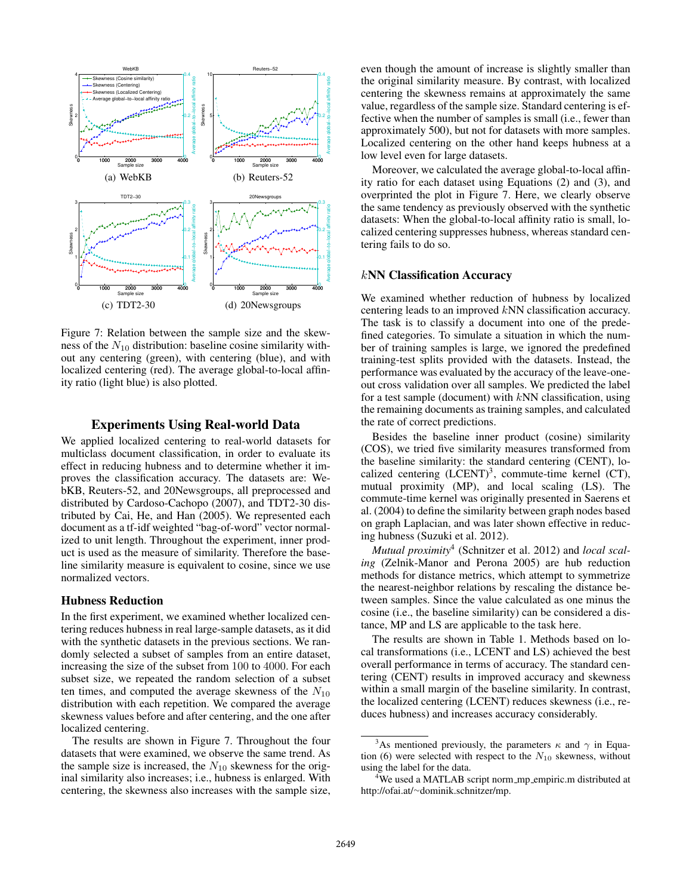(a) WebKB

(b) Reuters-52

(c) TDT2-30

(d) 20Newsgroups

Figure 7: Relation between the sample size and the skewness of the $N_{10}$ distribution: baseline cosine similarity without any centering (green), with centering (blue), and with localized centering (red). The average global-to-local affinity ratio (light blue) is also plotted.

## Experiments Using Real-world Data

We applied localized centering to real-world datasets for multiclass document classification, in order to evaluate its effect in reducing hubness and to determine whether it improves the classification accuracy. The datasets are: WebKB, Reuters-52, and 20Newsgroups, all preprocessed and distributed by Cardoso-Cachopo (2007), and TDT2-30 distributed by Cai, He, and Han (2005). We represented each document as a tf-idf weighted "bag-of-word" vector normalized to unit length. Throughout the experiment, inner product is used as the measure of similarity. Therefore the baseline similarity measure is equivalent to cosine, since we use normalized vectors.

### Hubness Reduction

In the first experiment, we examined whether localized centering reduces hubness in real large-sample datasets, as it did with the synthetic datasets in the previous sections. We randomly selected a subset of samples from an entire dataset, increasing the size of the subset from 100 to 4000. For each subset size, we repeated the random selection of a subset ten times, and computed the average skewness of the $N_{10}$ distribution with each repetition. We compared the average skewness values before and after centering, and the one after localized centering.

The results are shown in Figure 7. Throughout the four datasets that were examined, we observe the same trend. As the sample size is increased, the $N_{10}$ skewness for the original similarity also increases; i.e., hubness is enlarged. With centering, the skewness also increases with the sample size, even though the amount of increase is slightly smaller than the original similarity measure. By contrast, with localized centering the skewness remains at approximately the same value, regardless of the sample size. Standard centering is effective when the number of samples is small (i.e., fewer than approximately 500), but not for datasets with more samples. Localized centering on the other hand keeps hubness at a low level even for large datasets.

Moreover, we calculated the average global-to-local affinity ratio for each dataset using Equations (2) and (3), and overprinted the plot in Figure 7. Here, we clearly observe the same tendency as previously observed with the synthetic datasets: When the global-to-local affinity ratio is small, localized centering suppresses hubness, whereas standard centering fails to do so.

### $k$NN Classification Accuracy

We examined whether reduction of hubness by localized centering leads to an improved $k$NN classification accuracy. The task is to classify a document into one of the predefined categories. To simulate a situation in which the number of training samples is large, we ignored the predefined training-test splits provided with the datasets. Instead, the performance was evaluated by the accuracy of the leave-one-out cross validation over all samples. We predicted the label for a test sample (document) with $k$NN classification, using the remaining documents as training samples, and calculated the rate of correct predictions.

Besides the baseline inner product (cosine) similarity (COS), we tried five similarity measures transformed from the baseline similarity: the standard centering (CENT), localized centering (LCENT)[3], commute-time kernel (CT), mutual proximity (MP), and local scaling (LS). The commute-time kernel was originally presented in Saerens et al. (2004) to define the similarity between graph nodes based on graph Laplacian, and was later shown effective in reducing hubness (Suzuki et al. 2012).

*Mutual proximity*[4] (Schnitzer et al. 2012) and *local scaling* (Zelnik-Manor and Perona 2005) are hub reduction methods for distance metrics, which attempt to symmetrize the nearest-neighbor relations by rescaling the distance between samples. Since the value calculated as one minus the cosine (i.e., the baseline similarity) can be considered a distance, MP and LS are applicable to the task here.

The results are shown in Table 1. Methods based on local transformations (i.e., LCENT and LS) achieved the best overall performance in terms of accuracy. The standard centering (CENT) results in improved accuracy and skewness within a small margin of the baseline similarity. In contrast, the localized centering (LCENT) reduces skewness (i.e., reduces hubness) and increases accuracy considerably.

[3] As mentioned previously, the parameters $\kappa$ and $\gamma$ in Equation (6) were selected with respect to the $N_{10}$ skewness, without using the label for the data.

[4] We used a MATLAB script norm_mp_empiric.m distributed at http://ofai.at/~dominik.schnitzer/mp.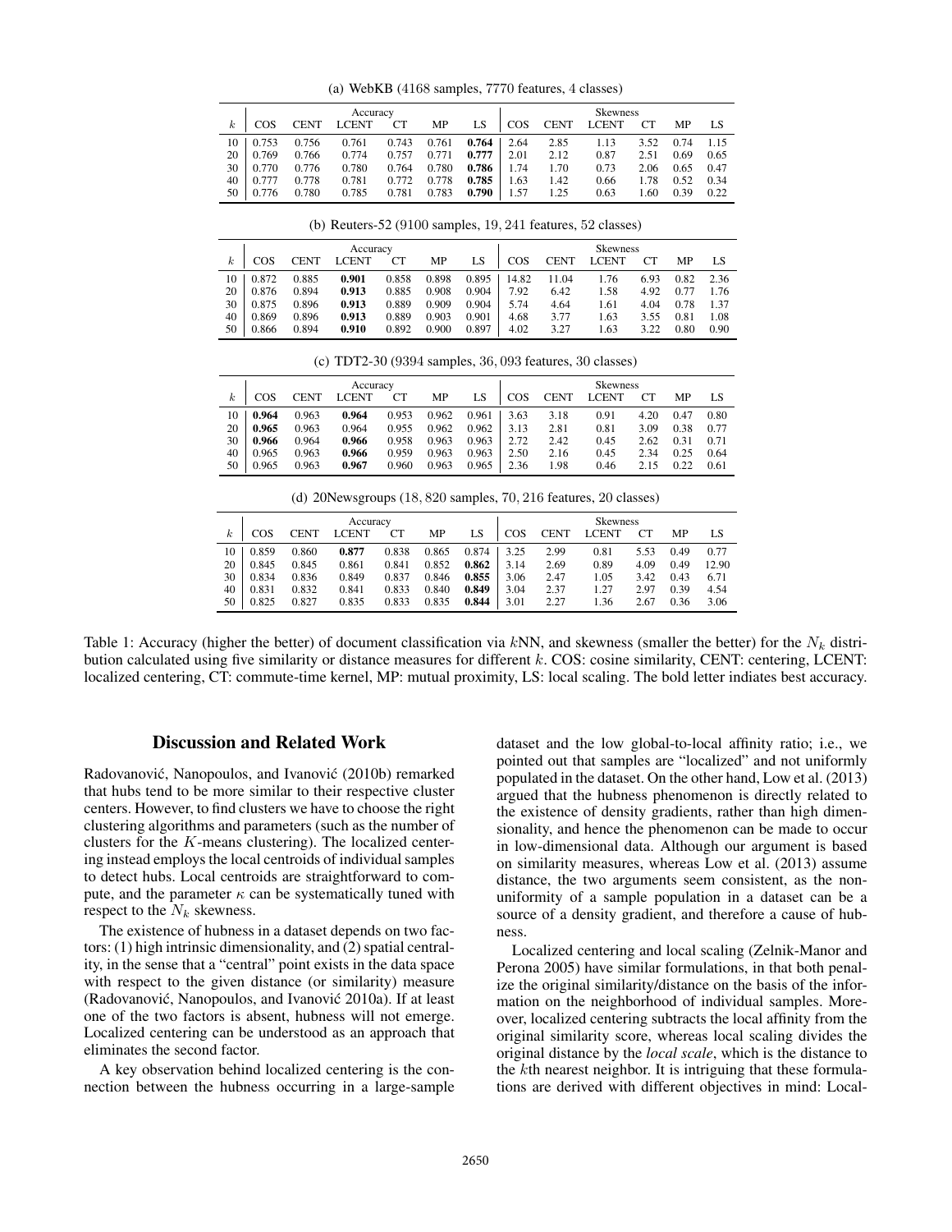(a) WebKB (4168 samples, 7770 features, 4 classes)

| $k$ | Accuracy COS | CENT | LCENT | CT | MP | LS | Skewness COS | CENT | LCENT | CT | MP | LS |
|---|---|---|---|---|---|---|---|---|---|---|---|---|
| 10 | 0.753 | 0.756 | 0.761 | 0.743 | 0.761 | **0.764** | 2.64 | 2.85 | 1.13 | 3.52 | 0.74 | 1.15 |
| 20 | 0.769 | 0.766 | 0.774 | 0.757 | 0.771 | **0.777** | 2.01 | 2.12 | 0.87 | 2.51 | 0.69 | 0.65 |
| 30 | 0.770 | 0.776 | 0.780 | 0.764 | 0.780 | **0.786** | 1.74 | 1.70 | 0.73 | 2.06 | 0.65 | 0.47 |
| 40 | 0.777 | 0.778 | 0.781 | 0.772 | 0.778 | **0.785** | 1.63 | 1.42 | 0.66 | 1.78 | 0.52 | 0.34 |
| 50 | 0.776 | 0.780 | 0.785 | 0.781 | 0.783 | **0.790** | 1.57 | 1.25 | 0.63 | 1.60 | 0.39 | 0.22 |

(b) Reuters-52 (9100 samples, 19, 241 features, 52 classes)

| $k$ | Accuracy COS | CENT | LCENT | CT | MP | LS | Skewness COS | CENT | LCENT | CT | MP | LS |
|---|---|---|---|---|---|---|---|---|---|---|---|---|
| 10 | 0.872 | 0.885 | **0.901** | 0.858 | 0.898 | 0.895 | 14.82 | 11.04 | 1.76 | 6.93 | 0.82 | 2.36 |
| 20 | 0.876 | 0.894 | **0.913** | 0.885 | 0.908 | 0.904 | 7.92 | 6.42 | 1.58 | 4.92 | 0.77 | 1.76 |
| 30 | 0.875 | 0.896 | **0.913** | 0.889 | 0.909 | 0.904 | 5.74 | 4.64 | 1.61 | 4.04 | 0.78 | 1.37 |
| 40 | 0.869 | 0.896 | **0.913** | 0.889 | 0.903 | 0.901 | 4.68 | 3.77 | 1.63 | 3.55 | 0.81 | 1.08 |
| 50 | 0.866 | 0.894 | **0.910** | 0.892 | 0.900 | 0.897 | 4.02 | 3.27 | 1.63 | 3.22 | 0.80 | 0.90 |

(c) TDT2-30 (9394 samples, 36, 093 features, 30 classes)

| $k$ | Accuracy COS | CENT | LCENT | CT | MP | LS | Skewness COS | CENT | LCENT | CT | MP | LS |
|---|---|---|---|---|---|---|---|---|---|---|---|---|
| 10 | **0.964** | 0.963 | **0.964** | 0.953 | 0.962 | 0.961 | 3.63 | 3.18 | 0.91 | 4.20 | 0.47 | 0.80 |
| 20 | **0.965** | 0.963 | 0.964 | 0.955 | 0.962 | 0.962 | 3.13 | 2.81 | 0.81 | 3.09 | 0.38 | 0.77 |
| 30 | **0.966** | 0.964 | **0.966** | 0.958 | 0.963 | 0.963 | 2.72 | 2.42 | 0.45 | 2.62 | 0.31 | 0.71 |
| 40 | 0.965 | 0.963 | **0.966** | 0.959 | 0.963 | 0.963 | 2.50 | 2.16 | 0.45 | 2.34 | 0.25 | 0.64 |
| 50 | 0.965 | 0.963 | **0.967** | 0.960 | 0.963 | 0.965 | 2.36 | 1.98 | 0.46 | 2.15 | 0.22 | 0.61 |

(d) 20Newsgroups (18, 820 samples, 70, 216 features, 20 classes)

| $k$ | Accuracy COS | CENT | LCENT | CT | MP | LS | Skewness COS | CENT | LCENT | CT | MP | LS |
|---|---|---|---|---|---|---|---|---|---|---|---|---|
| 10 | 0.859 | 0.860 | **0.877** | 0.838 | 0.865 | 0.874 | 3.25 | 2.99 | 0.81 | 5.53 | 0.49 | 0.77 |
| 20 | 0.845 | 0.845 | 0.861 | 0.841 | 0.852 | **0.862** | 3.14 | 2.69 | 0.89 | 4.09 | 0.49 | 12.90 |
| 30 | 0.834 | 0.836 | 0.849 | 0.837 | 0.846 | **0.855** | 3.06 | 2.47 | 1.05 | 3.42 | 0.43 | 6.71 |
| 40 | 0.831 | 0.832 | 0.841 | 0.833 | 0.840 | **0.849** | 3.04 | 2.37 | 1.27 | 2.97 | 0.39 | 4.54 |
| 50 | 0.825 | 0.827 | 0.835 | 0.833 | 0.835 | **0.844** | 3.01 | 2.27 | 1.36 | 2.67 | 0.36 | 3.06 |

Table 1: Accuracy (higher the better) of document classification via $k$NN, and skewness (smaller the better) for the $N_k$ distribution calculated using five similarity or distance measures for different $k$. COS: cosine similarity, CENT: centering, LCENT: localized centering, CT: commute-time kernel, MP: mutual proximity, LS: local scaling. The bold letter indiates best accuracy.

## Discussion and Related Work

Radovanović, Nanopoulos, and Ivanović (2010b) remarked that hubs tend to be more similar to their respective cluster centers. However, to find clusters we have to choose the right clustering algorithms and parameters (such as the number of clusters for the $K$-means clustering). The localized centering instead employs the local centroids of individual samples to detect hubs. Local centroids are straightforward to compute, and the parameter $\kappa$ can be systematically tuned with respect to the $N_k$ skewness.

The existence of hubness in a dataset depends on two factors: (1) high intrinsic dimensionality, and (2) spatial centrality, in the sense that a "central" point exists in the data space with respect to the given distance (or similarity) measure (Radovanović, Nanopoulos, and Ivanović 2010a). If at least one of the two factors is absent, hubness will not emerge. Localized centering can be understood as an approach that eliminates the second factor.

A key observation behind localized centering is the connection between the hubness occurring in a large-sample dataset and the low global-to-local affinity ratio; i.e., we pointed out that samples are "localized" and not uniformly populated in the dataset. On the other hand, Low et al. (2013) argued that the hubness phenomenon is directly related to the existence of density gradients, rather than high dimensionality, and hence the phenomenon can be made to occur in low-dimensional data. Although our argument is based on similarity measures, whereas Low et al. (2013) assume distance, the two arguments seem consistent, as the non-uniformity of a sample population in a dataset can be a source of a density gradient, and therefore a cause of hubness.

Localized centering and local scaling (Zelnik-Manor and Perona 2005) have similar formulations, in that both penalize the original similarity/distance on the basis of the information on the neighborhood of individual samples. Moreover, localized centering subtracts the local affinity from the original similarity score, whereas local scaling divides the original distance by the *local scale*, which is the distance to the $k$th nearest neighbor. It is intriguing that these formulations are derived with different objectives in mind: Local-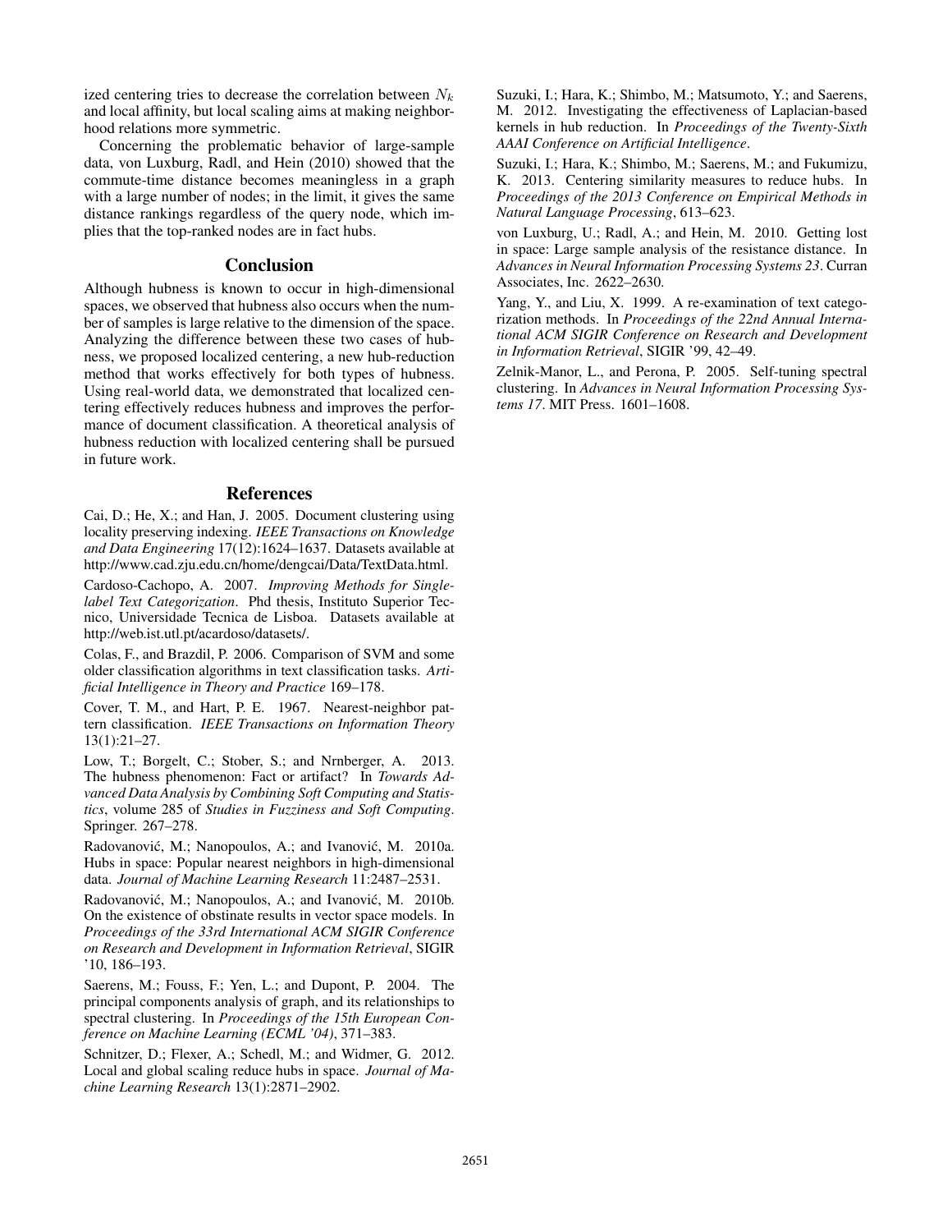ized centering tries to decrease the correlation between $N_k$ and local affinity, but local scaling aims at making neighborhood relations more symmetric.

Concerning the problematic behavior of large-sample data, von Luxburg, Radl, and Hein (2010) showed that the commute-time distance becomes meaningless in a graph with a large number of nodes; in the limit, it gives the same distance rankings regardless of the query node, which implies that the top-ranked nodes are in fact hubs.

## Conclusion

Although hubness is known to occur in high-dimensional spaces, we observed that hubness also occurs when the number of samples is large relative to the dimension of the space. Analyzing the difference between these two cases of hubness, we proposed localized centering, a new hub-reduction method that works effectively for both types of hubness. Using real-world data, we demonstrated that localized centering effectively reduces hubness and improves the performance of document classification. A theoretical analysis of hubness reduction with localized centering shall be pursued in future work.

## References

Cai, D.; He, X.; and Han, J. 2005. Document clustering using locality preserving indexing. *IEEE Transactions on Knowledge and Data Engineering* 17(12):1624–1637. Datasets available at http://www.cad.zju.edu.cn/home/dengcai/Data/TextData.html.

Cardoso-Cachopo, A. 2007. *Improving Methods for Single-label Text Categorization*. Phd thesis, Instituto Superior Tecnico, Universidade Tecnica de Lisboa. Datasets available at http://web.ist.utl.pt/acardoso/datasets/.

Colas, F., and Brazdil, P. 2006. Comparison of SVM and some older classification algorithms in text classification tasks. *Artificial Intelligence in Theory and Practice* 169–178.

Cover, T. M., and Hart, P. E. 1967. Nearest-neighbor pattern classification. *IEEE Transactions on Information Theory* 13(1):21–27.

Low, T.; Borgelt, C.; Stober, S.; and Nrnberger, A. 2013. The hubness phenomenon: Fact or artifact? In *Towards Advanced Data Analysis by Combining Soft Computing and Statistics*, volume 285 of *Studies in Fuzziness and Soft Computing*. Springer. 267–278.

Radovanović, M.; Nanopoulos, A.; and Ivanović, M. 2010a. Hubs in space: Popular nearest neighbors in high-dimensional data. *Journal of Machine Learning Research* 11:2487–2531.

Radovanović, M.; Nanopoulos, A.; and Ivanović, M. 2010b. On the existence of obstinate results in vector space models. In *Proceedings of the 33rd International ACM SIGIR Conference on Research and Development in Information Retrieval*, SIGIR '10, 186–193.

Saerens, M.; Fouss, F.; Yen, L.; and Dupont, P. 2004. The principal components analysis of graph, and its relationships to spectral clustering. In *Proceedings of the 15th European Conference on Machine Learning (ECML '04)*, 371–383.

Schnitzer, D.; Flexer, A.; Schedl, M.; and Widmer, G. 2012. Local and global scaling reduce hubs in space. *Journal of Machine Learning Research* 13(1):2871–2902.

Suzuki, I.; Hara, K.; Shimbo, M.; Matsumoto, Y.; and Saerens, M. 2012. Investigating the effectiveness of Laplacian-based kernels in hub reduction. In *Proceedings of the Twenty-Sixth AAAI Conference on Artificial Intelligence*.

Suzuki, I.; Hara, K.; Shimbo, M.; Saerens, M.; and Fukumizu, K. 2013. Centering similarity measures to reduce hubs. In *Proceedings of the 2013 Conference on Empirical Methods in Natural Language Processing*, 613–623.

von Luxburg, U.; Radl, A.; and Hein, M. 2010. Getting lost in space: Large sample analysis of the resistance distance. In *Advances in Neural Information Processing Systems 23*. Curran Associates, Inc. 2622–2630.

Yang, Y., and Liu, X. 1999. A re-examination of text categorization methods. In *Proceedings of the 22nd Annual International ACM SIGIR Conference on Research and Development in Information Retrieval*, SIGIR '99, 42–49.

Zelnik-Manor, L., and Perona, P. 2005. Self-tuning spectral clustering. In *Advances in Neural Information Processing Systems 17*. MIT Press. 1601–1608.